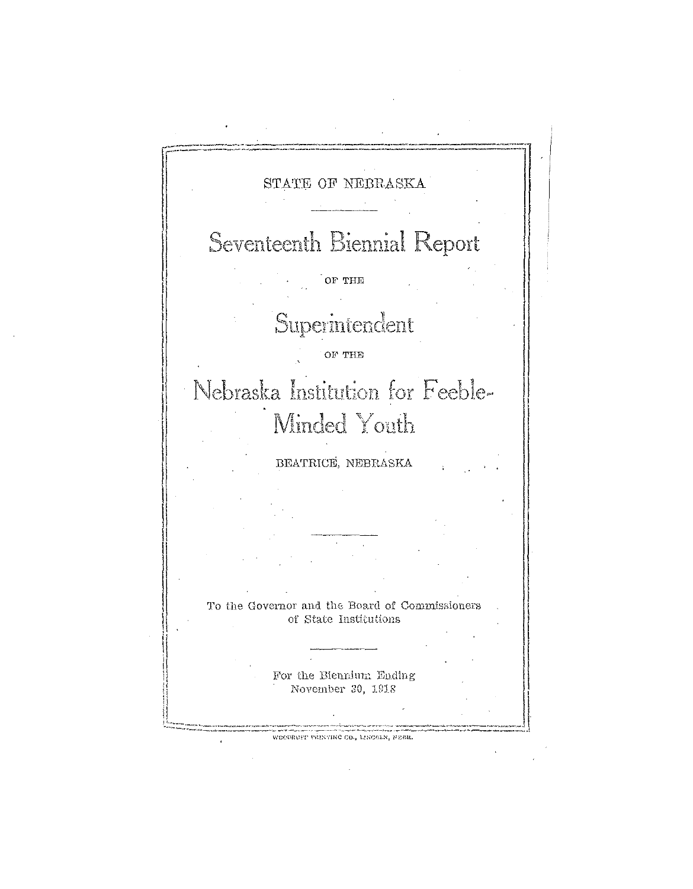STATE OF NEBRASKA

# Seventeenth Biennial Report

OF THE

# Superintendent

OF THE

# Nebraska Institution for Feeble-Minded Youth

BEATRICE, NEBRASKA

To the Governor and the Board of Commissioners of State Institutions

For the Biennium Ending
November 30, 1918

WOODRUFF PRINTING CO., LINCOLN, NEBR.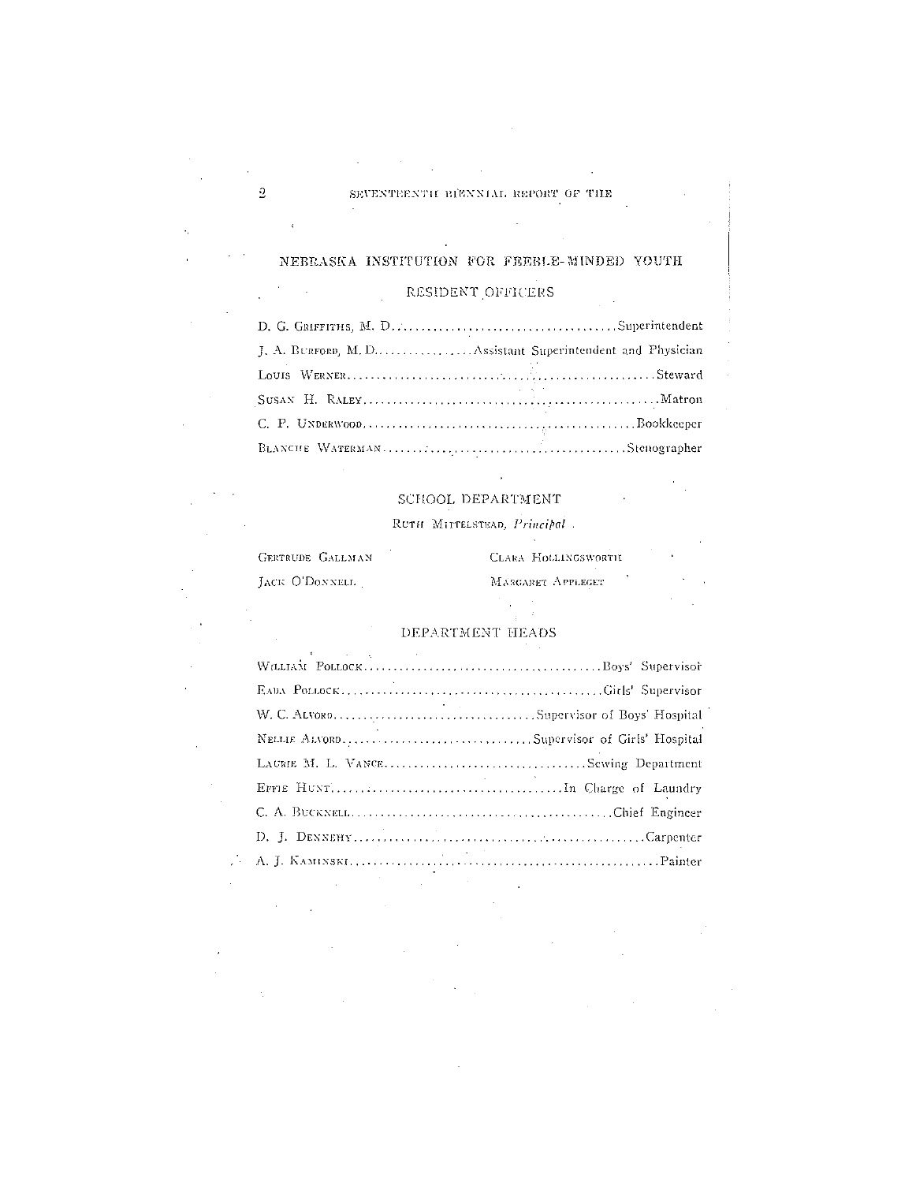## NEBRASKA INSTITUTION FOR FEEBLE-MINDED YOUTH

### RESIDENT OFFICERS

D. G. GRIFFITHS, M. D. .................................... Superintendent
J. A. BURFORD, M. D. ................ Assistant Superintendent and Physician
LOUIS WERNER .................................................. Steward
SUSAN H. RALEY .................................................. Matron
C. P. UNDERWOOD ............................................ Bookkeeper
BLANCHE WATERMAN ........................................ Stenographer

### SCHOOL DEPARTMENT

RUTH MITTELSTEAD, *Principal*

GERTRUDE GALLMAN
JACK O'DONNELL
CLARA HOLLINGSWORTH
MARGARET APPLEGET

### DEPARTMENT HEADS

WILLIAM POLLOCK ........................................ Boys' Supervisor
EADA POLLOCK ............................................ Girls' Supervisor
W. C. ALVORD .................................. Supervisor of Boys' Hospital
NELLIE ALVORD ................................ Supervisor of Girls' Hospital
LAURIE M. L. VANCE .................................. Sewing Department
EFFIE HUNT ...................................... In Charge of Laundry
C. A. BUCKNELL ............................................ Chief Engineer
D. J. DENNEHY .................................................. Carpenter
A. J. KAMINSKI .................................................. Painter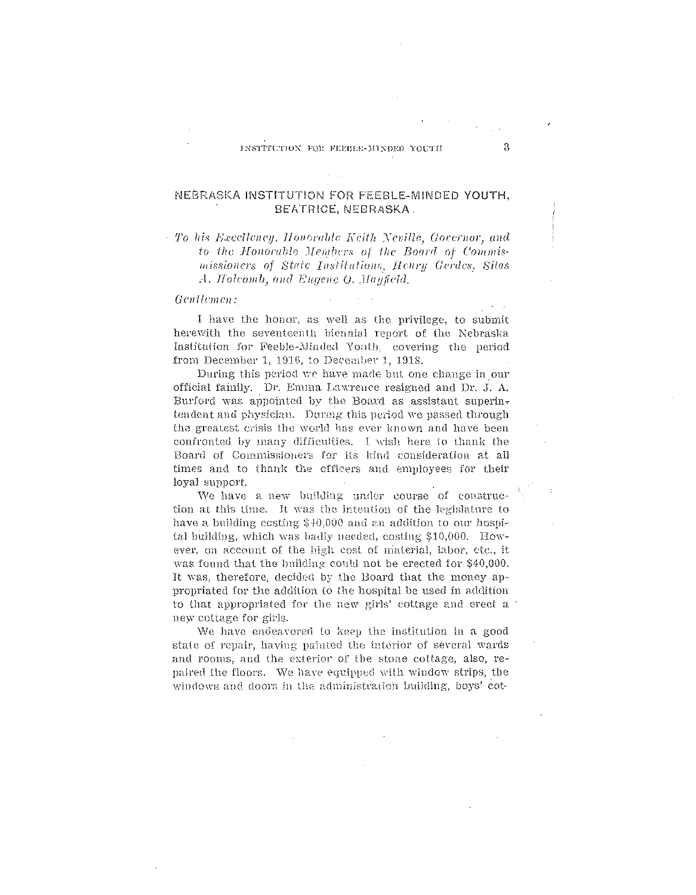## NEBRASKA INSTITUTION FOR FEEBLE-MINDED YOUTH, BEATRICE, NEBRASKA.

*To his Excellency, Honorable Keith Neville, Governor, and to the Honorable Members of the Board of Commissioners of State Institutions, Henry Gerdes, Silas A. Holcomb, and Eugene O. Mayfield.*

*Gentlemen:*

I have the honor, as well as the privilege, to submit herewith the seventeenth biennial report of the Nebraska Institution for Feeble-Minded Youth, covering the period from December 1, 1916, to December 1, 1918.

During this period we have made but one change in our official family. Dr. Emma Lawrence resigned and Dr. J. A. Burford was appointed by the Board as assistant superintendent and physician. During this period we passed through the greatest crisis the world has ever known and have been confronted by many difficulties. I wish here to thank the Board of Commissioners for its kind consideration at all times and to thank the officers and employees for their loyal support.

We have a new building under course of construction at this time. It was the intention of the legislature to have a building costing $40,000 and an addition to our hospital building, which was badly needed, costing $10,000. However, on account of the high cost of material, labor, etc., it was found that the building could not be erected for $40,000. It was, therefore, decided by the Board that the money appropriated for the addition to the hospital be used in addition to that appropriated for the new girls' cottage and erect a new cottage for girls.

We have endeavored to keep the institution in a good state of repair, having painted the interior of several wards and rooms, and the exterior of the stone cottage, also, repaired the floors. We have equipped with window strips, the windows and doors in the administration building, boys' cot-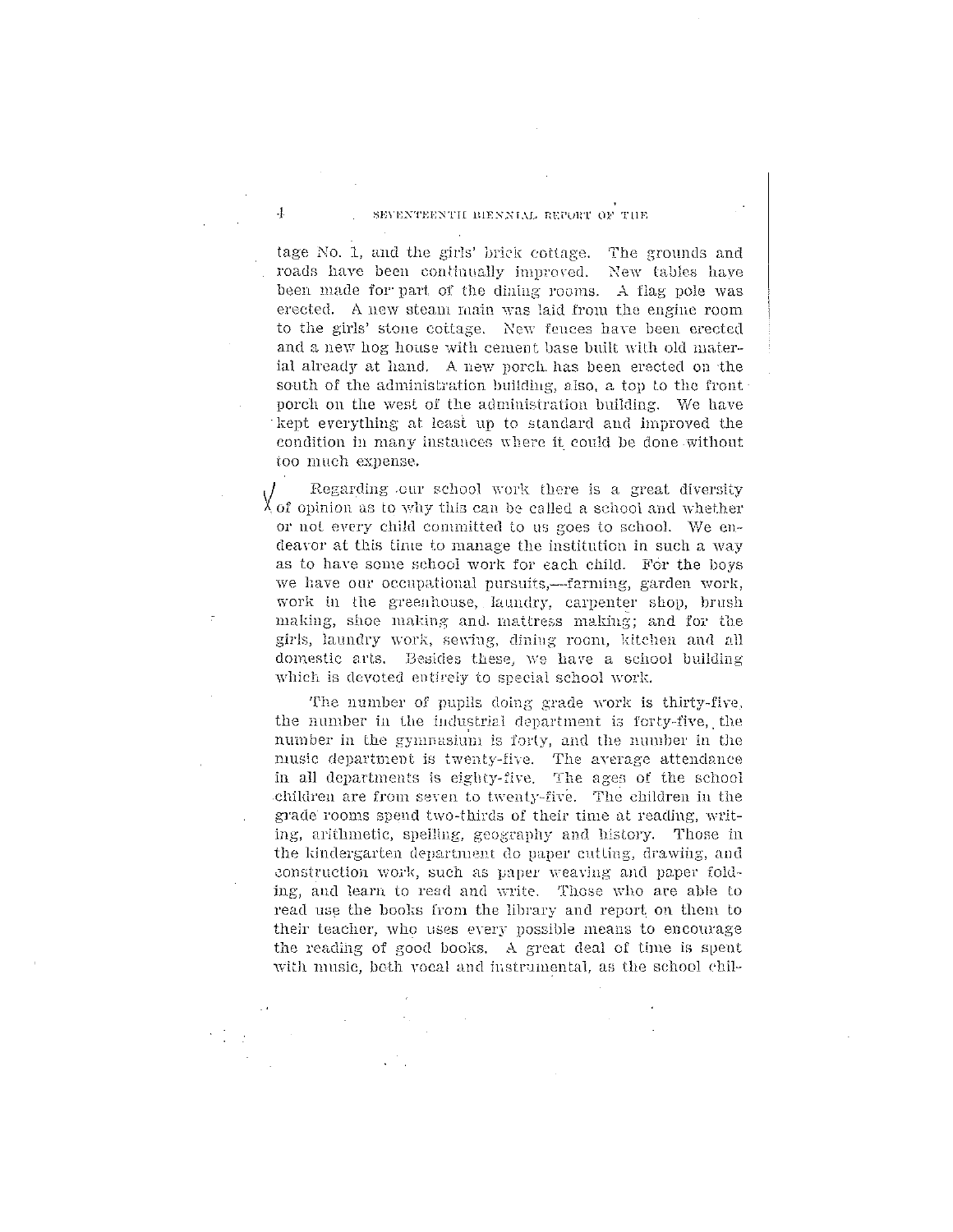tage No. 1, and the girls' brick cottage. The grounds and roads have been continually improved. New tables have been made for part of the dining rooms. A flag pole was erected. A new steam main was laid from the engine room to the girls' stone cottage. New fences have been erected and a new hog house with cement base built with old material already at hand. A new porch has been erected on the south of the administration building, also, a top to the front porch on the west of the administration building. We have kept everything at least up to standard and improved the condition in many instances where it could be done without too much expense.

Regarding our school work there is a great diversity of opinion as to why this can be called a school and whether or not every child committed to us goes to school. We endeavor at this time to manage the institution in such a way as to have some school work for each child. For the boys we have our occupational pursuits,—farming, garden work, work in the greenhouse, laundry, carpenter shop, brush making, shoe making and mattress making; and for the girls, laundry work, sewing, dining room, kitchen and all domestic arts. Besides these, we have a school building which is devoted entirely to special school work.

The number of pupils doing grade work is thirty-five, the number in the industrial department is forty-five, the number in the gymnasium is forty, and the number in the music department is twenty-five. The average attendance in all departments is eighty-five. The ages of the school children are from seven to twenty-five. The children in the grade rooms spend two-thirds of their time at reading, writing, arithmetic, spelling, geography and history. Those in the kindergarten department do paper cutting, drawing, and construction work, such as paper weaving and paper folding, and learn to read and write. Those who are able to read use the books from the library and report on them to their teacher, who uses every possible means to encourage the reading of good books. A great deal of time is spent with music, both vocal and instrumental, as the school chil-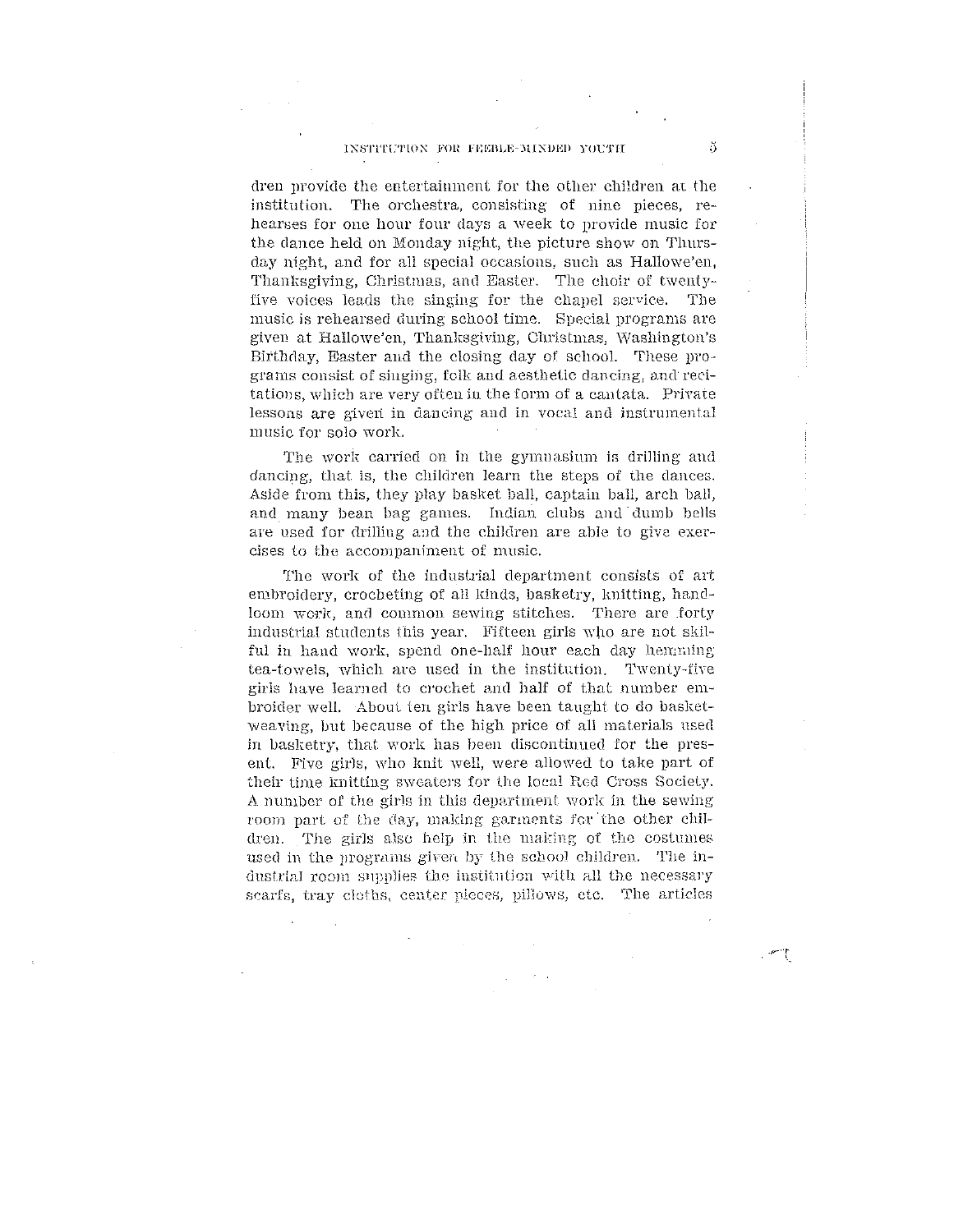dren provide the entertainment for the other children at the institution. The orchestra, consisting of nine pieces, rehearses for one hour four days a week to provide music for the dance held on Monday night, the picture show on Thursday night, and for all special occasions, such as Hallowe'en, Thanksgiving, Christmas, and Easter. The choir of twenty-five voices leads the singing for the chapel service. The music is rehearsed during school time. Special programs are given at Hallowe'en, Thanksgiving, Christmas, Washington's Birthday, Easter and the closing day of school. These programs consist of singing, folk and aesthetic dancing, and recitations, which are very often in the form of a cantata. Private lessons are given in dancing and in vocal and instrumental music for solo work.

The work carried on in the gymnasium is drilling and dancing, that is, the children learn the steps of the dances. Aside from this, they play basket ball, captain ball, arch ball, and many bean bag games. Indian clubs and dumb bells are used for drilling and the children are able to give exercises to the accompaniment of music.

The work of the industrial department consists of art embroidery, crocheting of all kinds, basketry, knitting, hand-loom work, and common sewing stitches. There are forty industrial students this year. Fifteen girls who are not skilful in hand work, spend one-half hour each day hemming tea-towels, which are used in the institution. Twenty-five girls have learned to crochet and half of that number embroider well. About ten girls have been taught to do basket-weaving, but because of the high price of all materials used in basketry, that work has been discontinued for the present. Five girls, who knit well, were allowed to take part of their time knitting sweaters for the local Red Cross Society. A number of the girls in this department work in the sewing room part of the day, making garments for the other children. The girls also help in the making of the costumes used in the programs given by the school children. The industrial room supplies the institution with all the necessary scarfs, tray cloths, center pieces, pillows, etc. The articles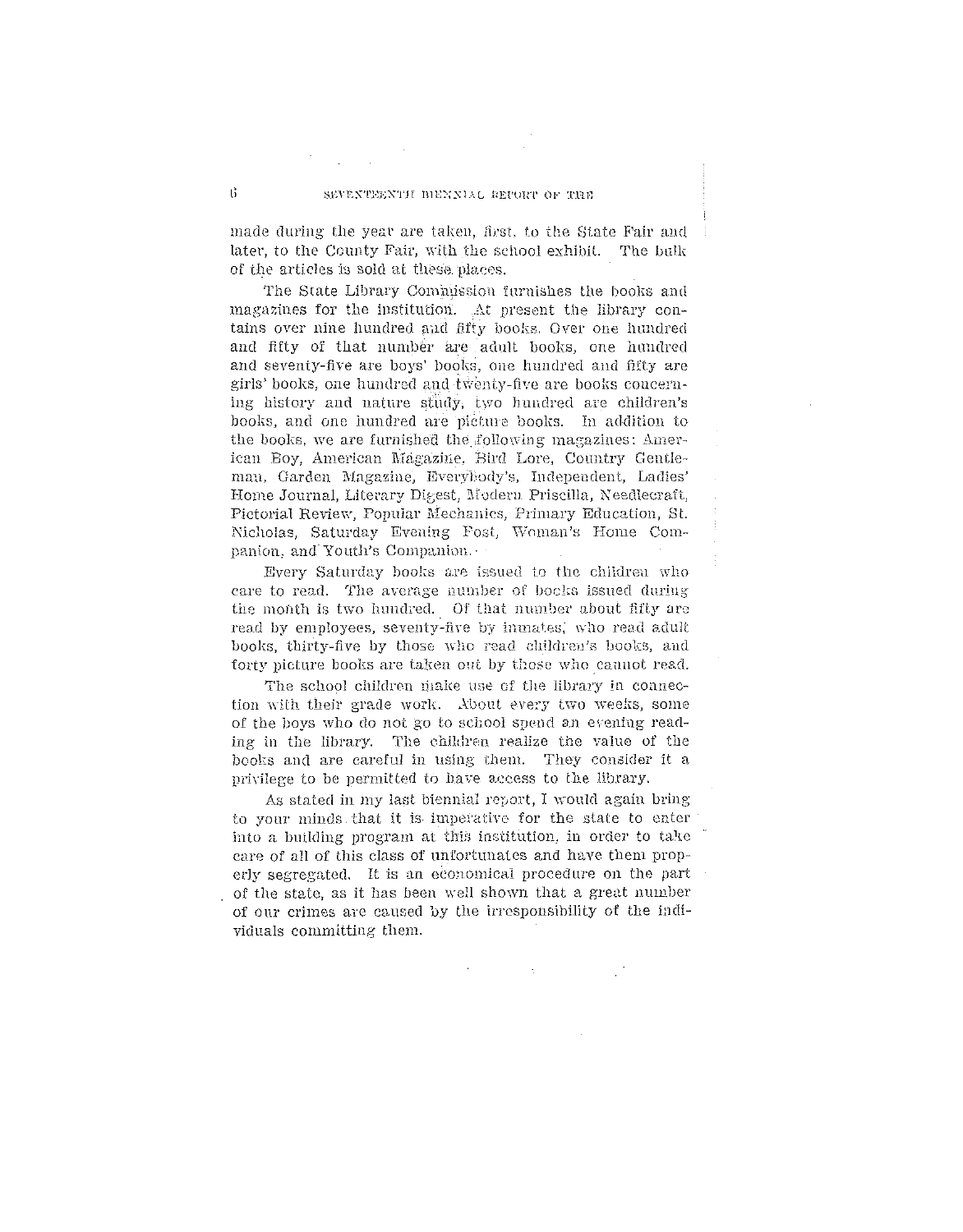made during the year are taken, first, to the State Fair and later, to the County Fair, with the school exhibit. The bulk of the articles is sold at these places.

The State Library Commission furnishes the books and magazines for the institution. At present the library contains over nine hundred and fifty books. Over one hundred and fifty of that number are adult books, one hundred and seventy-five are boys' books, one hundred and fifty are girls' books, one hundred and twenty-five are books concerning history and nature study, two hundred are children's books, and one hundred are picture books. In addition to the books, we are furnished the following magazines: American Boy, American Magazine, Bird Lore, Country Gentleman, Garden Magazine, Everybody's, Independent, Ladies' Home Journal, Literary Digest, Modern Priscilla, Needlecraft, Pictorial Review, Popular Mechanics, Primary Education, St. Nicholas, Saturday Evening Post, Woman's Home Companion, and Youth's Companion.

Every Saturday books are issued to the children who care to read. The average number of books issued during the month is two hundred. Of that number about fifty are read by employees, seventy-five by inmates, who read adult books, thirty-five by those who read children's books, and forty picture books are taken out by those who cannot read.

The school children make use of the library in connection with their grade work. About every two weeks, some of the boys who do not go to school spend an evening reading in the library. The children realize the value of the books and are careful in using them. They consider it a privilege to be permitted to have access to the library.

As stated in my last biennial report, I would again bring to your minds that it is imperative for the state to enter into a building program at this institution, in order to take care of all of this class of unfortunates and have them properly segregated. It is an economical procedure on the part of the state, as it has been well shown that a great number of our crimes are caused by the irresponsibility of the individuals committing them.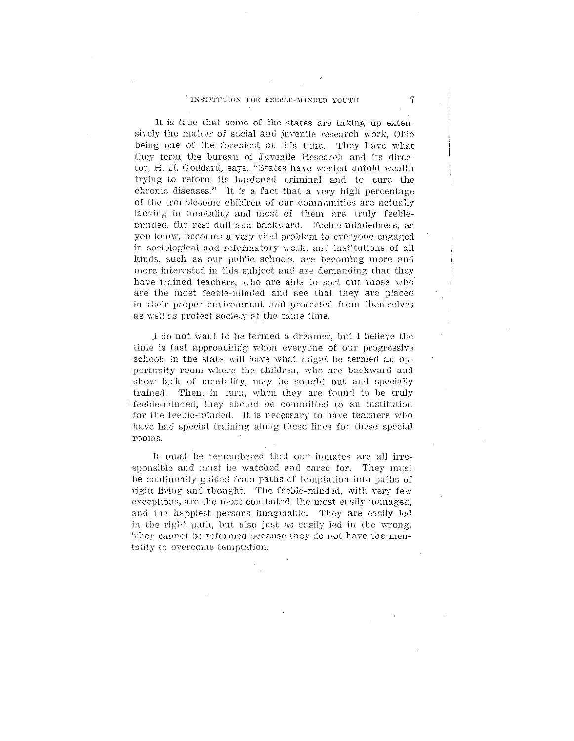It is true that some of the states are taking up extensively the matter of social and juvenile research work, Ohio being one of the foremost at this time. They have what they term the bureau of Juvenile Research and its director, H. H. Goddard, says, "States have wasted untold wealth trying to reform its hardened criminal and to cure the chronic diseases." It is a fact that a very high percentage of the troublesome children of our communities are actually lacking in mentality and most of them are truly feeble-minded, the rest dull and backward. Feeble-mindedness, as you know, becomes a very vital problem to everyone engaged in sociological and reformatory work, and institutions of all kinds, such as our public schools, are becoming more and more interested in this subject and are demanding that they have trained teachers, who are able to sort out those who are the most feeble-minded and see that they are placed in their proper environment and protected from themselves as well as protect society at the same time.

I do not want to be termed a dreamer, but I believe the time is fast approaching when everyone of our progressive schools in the state will have what might be termed an opportunity room where the children, who are backward and show lack of mentality, may be sought out and specially trained. Then, in turn, when they are found to be truly feeble-minded, they should be committed to an institution for the feeble-minded. It is necessary to have teachers who have had special training along these lines for these special rooms.

It must be remembered that our inmates are all irresponsible and must be watched and cared for. They must be continually guided from paths of temptation into paths of right living and thought. The feeble-minded, with very few exceptions, are the most contented, the most easily managed, and the happiest persons imaginable. They are easily led in the right path, but also just as easily led in the wrong. They cannot be reformed because they do not have the mentality to overcome temptation.